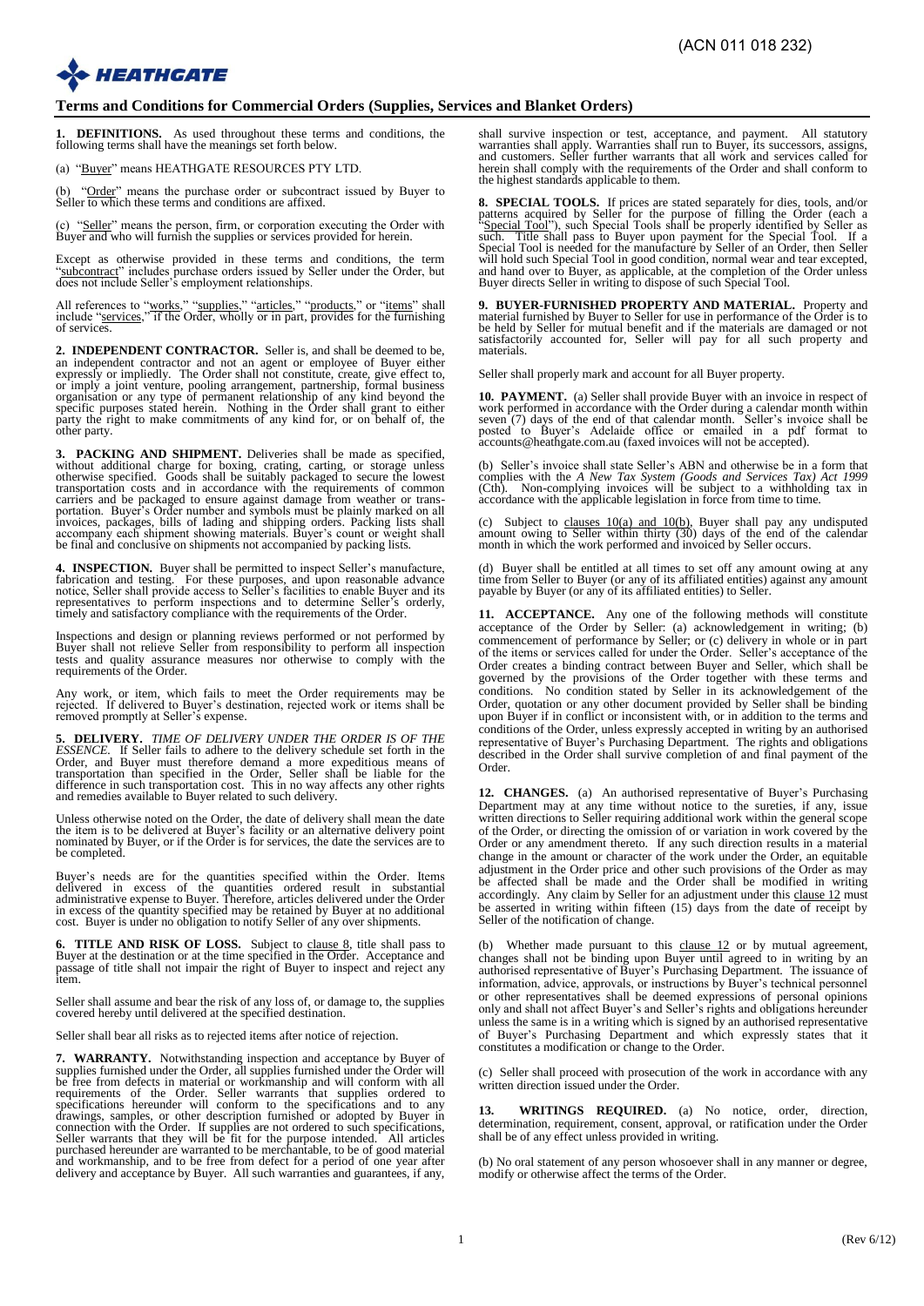(ACN 011 018 232)

HEATHGATE

# Terms and Conditions for Commercial Orders (Supplies, Services and Blanket Orders)

**1. DEFINITIONS.** As used throughout these terms and conditions, the following terms shall have the meanings set forth below.

(a) "Buyer" means HEATHGATE RESOURCES PTY LTD.

(b) "Order" means the purchase order or subcontract issued by Buyer to Seller to which these terms and conditions are affixed.

(c) "Seller" means the person, firm, or corporation executing the Order with Buyer and who will furnish the supplies or services provided for herein.

Except as otherwise provided in these terms and conditions, the term "subcontract" includes purchase orders issued by Seller under the Order, but does not include Seller's employment relationships.

All references to "works," "supplies," "articles," "products," or "items" shall include "services," if the Order, wholly or in part, provides for the furnishing of services.

**2. INDEPENDENT CONTRACTOR.** Seller is, and shall be deemed to be, an independent contractor and not an agent or employee of Buyer either expressly or impliedly. The Order shall not constitute, create, give effect to, or imply a joint venture, pooling arrangement, partnership, formal business organisation or any type of permanent relationship of any kind beyond the specific purposes stated herein. Nothing in the Order shall grant to either party the right to make commitments of any kind for, or on behalf of, the other party.

**3. PACKING AND SHIPMENT.** Deliveries shall be made as specified, without additional charge for boxing, crating, carting, or storage unless otherwise specified. Goods shall be suitably packaged to secure the lowest transportation costs and in accordance with the requirements of common carriers and be packaged to ensure against damage from weather or transportation. Buyer's Order number and symbols must be plainly marked on all invoices, packages, bills of lading and shipping orders. Packing lists shall accompany each shipment showing materials. Buyer's count or weight shall be final and conclusive on shipments not accompanied by packing lists.

**4. INSPECTION.** Buyer shall be permitted to inspect Seller's manufacture, fabrication and testing. For these purposes, and upon reasonable advance notice, Seller shall provide access to Seller's facilities to enable Buyer and its representatives to perform inspections and to determine Seller's orderly, timely and satisfactory compliance with the requirements of the Order.

Inspections and design or planning reviews performed or not performed by Buyer shall not relieve Seller from responsibility to perform all inspection tests and quality assurance measures nor otherwise to comply with the requirements of the Order.

Any work, or item, which fails to meet the Order requirements may be rejected. If delivered to Buyer's destination, rejected work or items shall be removed promptly at Seller's expense.

**5. DELIVERY.** *TIME OF DELIVERY UNDER THE ORDER IS OF THE ESSENCE.* If Seller fails to adhere to the delivery schedule set forth in the Order, and Buyer must therefore demand a more expeditious means of transportation than specified in the Order, Seller shall be liable for the difference in such transportation cost. This in no way affects any other rights and remedies available to Buyer related to such delivery.

Unless otherwise noted on the Order, the date of delivery shall mean the date the item is to be delivered at Buyer's facility or an alternative delivery point nominated by Buyer, or if the Order is for services, the date the services are to be completed.

Buyer's needs are for the quantities specified within the Order. Items delivered in excess of the quantities ordered result in substantial administrative expense to Buyer. Therefore, articles delivered under the Order in excess of the quantity specified may be retained by Buyer at no additional cost. Buyer is under no obligation to notify Seller of any over shipments.

**6. TITLE AND RISK OF LOSS.** Subject to clause 8, title shall pass to Buyer at the destination or at the time specified in the Order. Acceptance and passage of title shall not impair the right of Buyer to inspect and reject any item.

Seller shall assume and bear the risk of any loss of, or damage to, the supplies covered hereby until delivered at the specified destination.

Seller shall bear all risks as to rejected items after notice of rejection.

**7. WARRANTY.** Notwithstanding inspection and acceptance by Buyer of supplies furnished under the Order, all supplies furnished under the Order will be free from defects in material or workmanship and will conform with all requirements of the Order. Seller warrants that supplies ordered to specifications hereunder will conform to the specifications and to any drawings, samples, or other description furnished or adopted by Buyer in connection with the Order. If supplies are not ordered to such specifications, Seller warrants that they will be fit for the purpose intended. All articles purchased hereunder are warranted to be merchantable, to be of good material and workmanship, and to be free from defect for a period of one year after delivery and acceptance by Buyer. All such warranties and guarantees, if any, shall survive inspection or test, acceptance, and payment. All statutory warranties shall apply. Warranties shall run to Buyer, its successors, assigns, and customers. Seller further warrants that all work and services called for herein shall comply with the requirements of the Order and shall conform to the highest standards applicable to them.

**8. SPECIAL TOOLS.** If prices are stated separately for dies, tools, and/or patterns acquired by Seller for the purpose of filling the Order (each a "Special Tool"), such Special Tools shall be properly identified by Seller as such. Title shall pass to Buyer upon payment for the Special Tool. If a Special Tool is needed for the manufacture by Seller of an Order, then Seller will hold such Special Tool in good condition, normal wear and tear excepted, and hand over to Buyer, as applicable, at the completion of the Order unless Buyer directs Seller in writing to dispose of such Special Tool.

**9. BUYER-FURNISHED PROPERTY AND MATERIAL.** Property and material furnished by Buyer to Seller for use in performance of the Order is to be held by Seller for mutual benefit and if the materials are damaged or not satisfactorily accounted for, Seller will pay for all such property and materials.

Seller shall properly mark and account for all Buyer property.

**10. PAYMENT.** (a) Seller shall provide Buyer with an invoice in respect of work performed in accordance with the Order during a calendar month within seven (7) days of the end of that calendar month. Seller's invoice shall be posted to Buyer's Adelaide office or emailed in a pdf format to accounts@heathgate.com.au (faxed invoices will not be accepted).

(b) Seller's invoice shall state Seller's ABN and otherwise be in a form that complies with the *A New Tax System (Goods and Services Tax) Act 1999* (Cth). Non-complying invoices will be subject to a withholding tax in accordance with the applicable legislation in force from time to time.

(c) Subject to clauses 10(a) and 10(b), Buyer shall pay any undisputed amount owing to Seller within thirty (30) days of the end of the calendar month in which the work performed and invoiced by Seller occurs.

(d) Buyer shall be entitled at all times to set off any amount owing at any time from Seller to Buyer (or any of its affiliated entities) against any amount payable by Buyer (or any of its affiliated entities) to Seller.

**11. ACCEPTANCE.** Any one of the following methods will constitute acceptance of the Order by Seller: (a) acknowledgement in writing; (b) commencement of performance by Seller; or (c) delivery in whole or in part of the items or services called for under the Order. Seller's acceptance of the Order creates a binding contract between Buyer and Seller, which shall be governed by the provisions of the Order together with these terms and conditions. No condition stated by Seller in its acknowledgement of the Order, quotation or any other document provided by Seller shall be binding upon Buyer if in conflict or inconsistent with, or in addition to the terms and conditions of the Order, unless expressly accepted in writing by an authorised representative of Buyer's Purchasing Department. The rights and obligations described in the Order shall survive completion of and final payment of the Order.

**12. CHANGES.** (a) An authorised representative of Buyer's Purchasing Department may at any time without notice to the sureties, if any, issue written directions to Seller requiring additional work within the general scope of the Order, or directing the omission of or variation in work covered by the Order or any amendment thereto. If any such direction results in a material change in the amount or character of the work under the Order, an equitable adjustment in the Order price and other such provisions of the Order as may be affected shall be made and the Order shall be modified in writing accordingly. Any claim by Seller for an adjustment under this clause 12 must be asserted in writing within fifteen (15) days from the date of receipt by Seller of the notification of change.

(b) Whether made pursuant to this clause 12 or by mutual agreement, changes shall not be binding upon Buyer until agreed to in writing by an authorised representative of Buyer's Purchasing Department. The issuance of information, advice, approvals, or instructions by Buyer's technical personnel or other representatives shall be deemed expressions of personal opinions only and shall not affect Buyer's and Seller's rights and obligations hereunder unless the same is in a writing which is signed by an authorised representative of Buyer's Purchasing Department and which expressly states that it constitutes a modification or change to the Order.

(c) Seller shall proceed with prosecution of the work in accordance with any written direction issued under the Order.

**13. WRITINGS REQUIRED.** (a) No notice, order, direction, determination, requirement, consent, approval, or ratification under the Order shall be of any effect unless provided in writing.

(b) No oral statement of any person whosoever shall in any manner or degree, modify or otherwise affect the terms of the Order.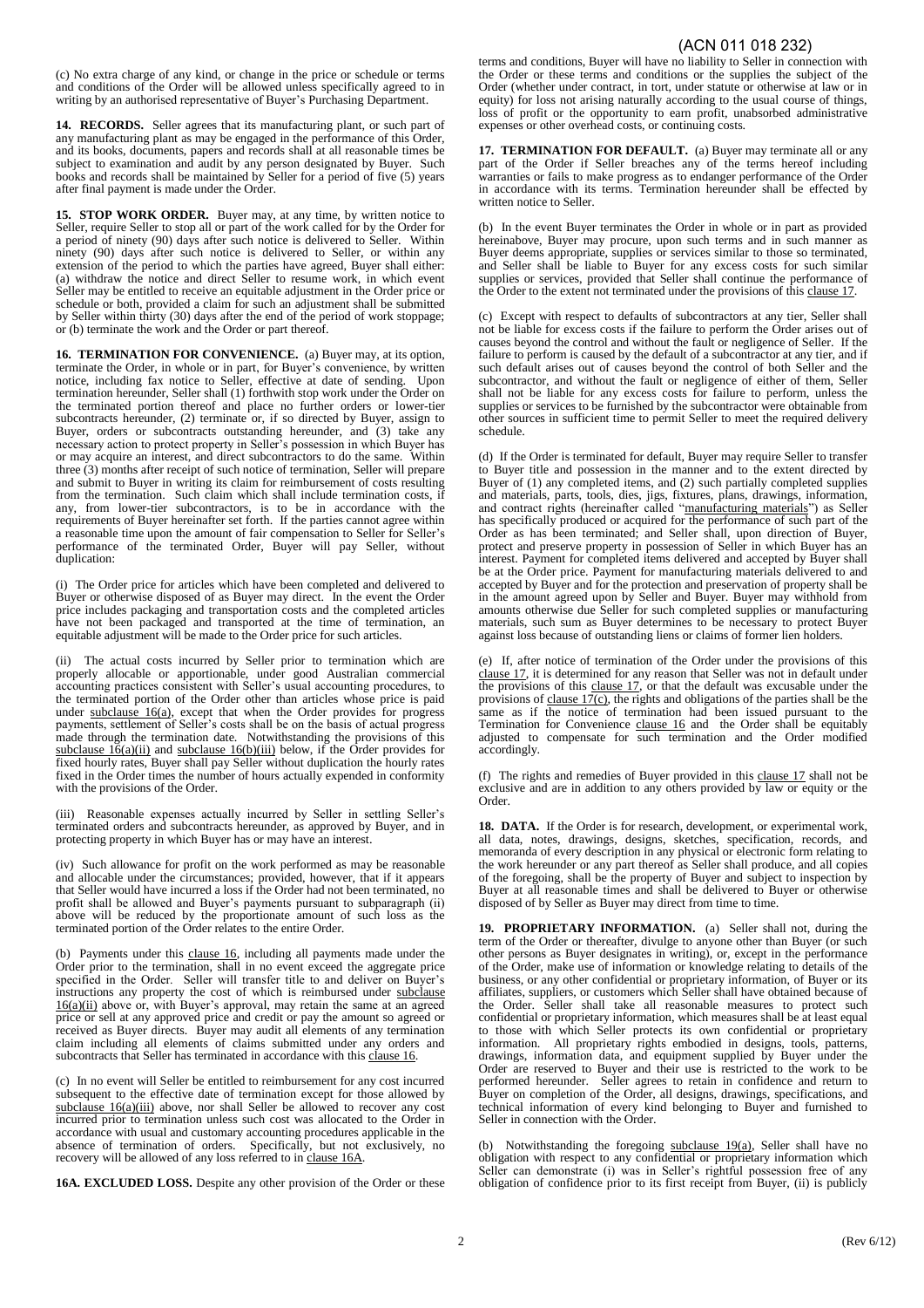(c) No extra charge of any kind, or change in the price or schedule or terms and conditions of the Order will be allowed unless specifically agreed to in writing by an authorised representative of Buyer's Purchasing Department.

**14. RECORDS.** Seller agrees that its manufacturing plant, or such part of any manufacturing plant as may be engaged in the performance of this Order, and its books, documents, papers and records shall at all reasonable times be subject to examination and audit by any person designated by Buyer. Such books and records shall be maintained by Seller for a period of five (5) years after final payment is made under the Order.

**15. STOP WORK ORDER.** Buyer may, at any time, by written notice to Seller, require Seller to stop all or part of the work called for by the Order for a period of ninety (90) days after such notice is delivered to Seller. Within ninety (90) days after such notice is delivered to Seller, or within any extension of the period to which the parties have agreed, Buyer shall either: (a) withdraw the notice and direct Seller to resume work, in which event Seller may be entitled to receive an equitable adjustment in the Order price or schedule or both, provided a claim for such an adjustment shall be submitted by Seller within thirty (30) days after the end of the period of work stoppage; or (b) terminate the work and the Order or part thereof.

**16. TERMINATION FOR CONVENIENCE.** (a) Buyer may, at its option, terminate the Order, in whole or in part, for Buyer's convenience, by written notice, including fax notice to Seller, effective at date of sending. Upon termination hereunder, Seller shall (1) forthwith stop work under the Order on the terminated portion thereof and place no further orders or lower-tier subcontracts hereunder, (2) terminate or, if so directed by Buyer, assign to Buyer, orders or subcontracts outstanding hereunder, and (3) take any necessary action to protect property in Seller's possession in which Buyer has or may acquire an interest, and direct subcontractors to do the same. Within three (3) months after receipt of such notice of termination, Seller will prepare and submit to Buyer in writing its claim for reimbursement of costs resulting from the termination. Such claim which shall include termination costs, if any, from lower-tier subcontractors, is to be in accordance with the requirements of Buyer hereinafter set forth. If the parties cannot agree within a reasonable time upon the amount of fair compensation to Seller for Seller's performance of the terminated Order, Buyer will pay Seller, without duplication:

(i) The Order price for articles which have been completed and delivered to Buyer or otherwise disposed of as Buyer may direct. In the event the Order price includes packaging and transportation costs and the completed articles have not been packaged and transported at the time of termination, an equitable adjustment will be made to the Order price for such articles.

(ii) The actual costs incurred by Seller prior to termination which are properly allocable or apportionable, under good Australian commercial accounting practices consistent with Seller's usual accounting procedures, to the terminated portion of the Order other than articles whose price is paid under subclause 16(a), except that when the Order provides for progress payments, settlement of Seller's costs shall be on the basis of actual progress made through the termination date. Notwithstanding the provisions of this subclause 16(a)(ii) and subclause 16(b)(iii) below, if the Order provides for fixed hourly rates, Buyer shall pay Seller without duplication the hourly rates fixed in the Order times the number of hours actually expended in conformity with the provisions of the Order.

(iii) Reasonable expenses actually incurred by Seller in settling Seller's terminated orders and subcontracts hereunder, as approved by Buyer, and in protecting property in which Buyer has or may have an interest.

(iv) Such allowance for profit on the work performed as may be reasonable and allocable under the circumstances; provided, however, that if it appears that Seller would have incurred a loss if the Order had not been terminated, no profit shall be allowed and Buyer's payments pursuant to subparagraph (ii) above will be reduced by the proportionate amount of such loss as the terminated portion of the Order relates to the entire Order.

(b) Payments under this clause 16, including all payments made under the Order prior to the termination, shall in no event exceed the aggregate price specified in the Order. Seller will transfer title to and deliver on Buyer's instructions any property the cost of which is reimbursed under subclause 16(a)(ii) above or, with Buyer's approval, may retain the same at an agreed price or sell at any approved price and credit or pay the amount so agreed or received as Buyer directs. Buyer may audit all elements of any termination claim including all elements of claims submitted under any orders and subcontracts that Seller has terminated in accordance with this clause 16.

(c) In no event will Seller be entitled to reimbursement for any cost incurred subsequent to the effective date of termination except for those allowed by subclause 16(a)(iii) above, nor shall Seller be allowed to recover any cost incurred prior to termination unless such cost was allocated to the Order in accordance with usual and customary accounting procedures applicable in the absence of termination of orders. Specifically, but not exclusively, no recovery will be allowed of any loss referred to in clause 16A.

**16A. EXCLUDED LOSS.** Despite any other provision of the Order or these terms and conditions, Buyer will have no liability to Seller in connection with the Order or these terms and conditions or the supplies the subject of the Order (whether under contract, in tort, under statute or otherwise at law or in equity) for loss not arising naturally according to the usual course of things, loss of profit or the opportunity to earn profit, unabsorbed administrative expenses or other overhead costs, or continuing costs.

**17. TERMINATION FOR DEFAULT.** (a) Buyer may terminate all or any part of the Order if Seller breaches any of the terms hereof including warranties or fails to make progress as to endanger performance of the Order in accordance with its terms. Termination hereunder shall be effected by written notice to Seller.

(b) In the event Buyer terminates the Order in whole or in part as provided hereinabove, Buyer may procure, upon such terms and in such manner as Buyer deems appropriate, supplies or services similar to those so terminated, and Seller shall be liable to Buyer for any excess costs for such similar supplies or services, provided that Seller shall continue the performance of the Order to the extent not terminated under the provisions of this clause 17.

(c) Except with respect to defaults of subcontractors at any tier, Seller shall not be liable for excess costs if the failure to perform the Order arises out of causes beyond the control and without the fault or negligence of Seller. If the failure to perform is caused by the default of a subcontractor at any tier, and if such default arises out of causes beyond the control of both Seller and the subcontractor, and without the fault or negligence of either of them, Seller shall not be liable for any excess costs for failure to perform, unless the supplies or services to be furnished by the subcontractor were obtainable from other sources in sufficient time to permit Seller to meet the required delivery schedule.

(d) If the Order is terminated for default, Buyer may require Seller to transfer to Buyer title and possession in the manner and to the extent directed by Buyer of (1) any completed items, and (2) such partially completed supplies and materials, parts, tools, dies, jigs, fixtures, plans, drawings, information, and contract rights (hereinafter called "manufacturing materials") as Seller has specifically produced or acquired for the performance of such part of the Order as has been terminated; and Seller shall, upon direction of Buyer, protect and preserve property in possession of Seller in which Buyer has an interest. Payment for completed items delivered and accepted by Buyer shall be at the Order price. Payment for manufacturing materials delivered to and accepted by Buyer and for the protection and preservation of property shall be in the amount agreed upon by Seller and Buyer. Buyer may withhold from amounts otherwise due Seller for such completed supplies or manufacturing materials, such sum as Buyer determines to be necessary to protect Buyer against loss because of outstanding liens or claims of former lien holders.

(e) If, after notice of termination of the Order under the provisions of this clause 17, it is determined for any reason that Seller was not in default under the provisions of this clause 17, or that the default was excusable under the provisions of clause 17(c), the rights and obligations of the parties shall be the same as if the notice of termination had been issued pursuant to the Termination for Convenience clause 16 and the Order shall be equitably adjusted to compensate for such termination and the Order modified accordingly.

(f) The rights and remedies of Buyer provided in this clause 17 shall not be exclusive and are in addition to any others provided by law or equity or the Order.

**18. DATA.** If the Order is for research, development, or experimental work, all data, notes, drawings, designs, sketches, specification, records, and memoranda of every description in any physical or electronic form relating to the work hereunder or any part thereof as Seller shall produce, and all copies of the foregoing, shall be the property of Buyer and subject to inspection by Buyer at all reasonable times and shall be delivered to Buyer or otherwise disposed of by Seller as Buyer may direct from time to time.

**19. PROPRIETARY INFORMATION.** (a) Seller shall not, during the term of the Order or thereafter, divulge to anyone other than Buyer (or such other persons as Buyer designates in writing), or, except in the performance of the Order, make use of information or knowledge relating to details of the business, or any other confidential or proprietary information, of Buyer or its affiliates, suppliers, or customers which Seller shall have obtained because of the Order. Seller shall take all reasonable measures to protect such confidential or proprietary information, which measures shall be at least equal to those with which Seller protects its own confidential or proprietary information. All proprietary rights embodied in designs, tools, patterns, drawings, information data, and equipment supplied by Buyer under the Order are reserved to Buyer and their use is restricted to the work to be performed hereunder. Seller agrees to retain in confidence and return to Buyer on completion of the Order, all designs, drawings, specifications, and technical information of every kind belonging to Buyer and furnished to Seller in connection with the Order.

(b) Notwithstanding the foregoing subclause 19(a), Seller shall have no obligation with respect to any confidential or proprietary information which Seller can demonstrate (i) was in Seller's rightful possession free of any obligation of confidence prior to its first receipt from Buyer, (ii) is publicly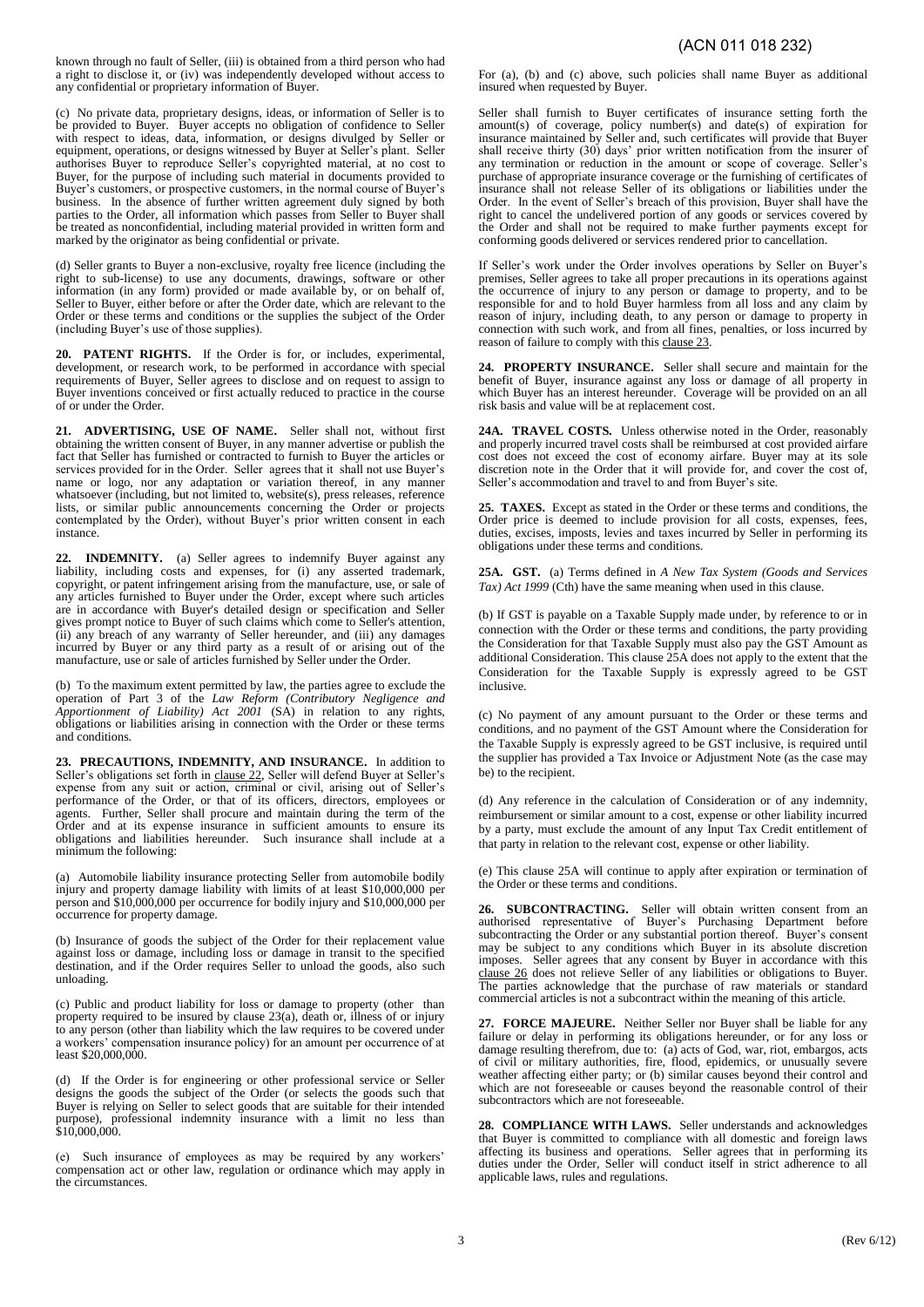known through no fault of Seller, (iii) is obtained from a third person who had a right to disclose it, or (iv) was independently developed without access to any confidential or proprietary information of Buyer.

(c) No private data, proprietary designs, ideas, or information of Seller is to be provided to Buyer. Buyer accepts no obligation of confidence to Seller with respect to ideas, data, information, or designs divulged by Seller or equipment, operations, or designs witnessed by Buyer at Seller's plant. Seller authorises Buyer to reproduce Seller's copyrighted material, at no cost to Buyer, for the purpose of including such material in documents provided to Buyer's customers, or prospective customers, in the normal course of Buyer's business. In the absence of further written agreement duly signed by both parties to the Order, all information which passes from Seller to Buyer shall be treated as nonconfidential, including material provided in written form and marked by the originator as being confidential or private.

(d) Seller grants to Buyer a non-exclusive, royalty free licence (including the right to sub-license) to use any documents, drawings, software or other information (in any form) provided or made available by, or on behalf of, Seller to Buyer, either before or after the Order date, which are relevant to the Order or these terms and conditions or the supplies the subject of the Order (including Buyer's use of those supplies).

**20. PATENT RIGHTS.** If the Order is for, or includes, experimental, development, or research work, to be performed in accordance with special requirements of Buyer, Seller agrees to disclose and on request to assign to Buyer inventions conceived or first actually reduced to practice in the course of or under the Order.

**21. ADVERTISING, USE OF NAME.** Seller shall not, without first obtaining the written consent of Buyer, in any manner advertise or publish the fact that Seller has furnished or contracted to furnish to Buyer the articles or services provided for in the Order. Seller agrees that it shall not use Buyer's name or logo, nor any adaptation or variation thereof, in any manner whatsoever (including, but not limited to, website(s), press releases, reference lists, or similar public announcements concerning the Order or projects contemplated by the Order), without Buyer's prior written consent in each instance.

**22. INDEMNITY.** (a) Seller agrees to indemnify Buyer against any liability, including costs and expenses, for (i) any asserted trademark, copyright, or patent infringement arising from the manufacture, use, or sale of any articles furnished to Buyer under the Order, except where such articles are in accordance with Buyer's detailed design or specification and Seller gives prompt notice to Buyer of such claims which come to Seller's attention, (ii) any breach of any warranty of Seller hereunder, and (iii) any damages incurred by Buyer or any third party as a result of or arising out of the manufacture, use or sale of articles furnished by Seller under the Order.

(b) To the maximum extent permitted by law, the parties agree to exclude the operation of Part 3 of the *Law Reform (Contributory Negligence and Apportionment of Liability) Act 2001* (SA) in relation to any rights, obligations or liabilities arising in connection with the Order or these terms and conditions.

**23. PRECAUTIONS, INDEMNITY, AND INSURANCE.** In addition to Seller's obligations set forth in clause 22, Seller will defend Buyer at Seller's expense from any suit or action, criminal or civil, arising out of Seller's performance of the Order, or that of its officers, directors, employees or agents. Further, Seller shall procure and maintain during the term of the Order and at its expense insurance in sufficient amounts to ensure its obligations and liabilities hereunder. Such insurance shall include at a minimum the following:

(a) Automobile liability insurance protecting Seller from automobile bodily injury and property damage liability with limits of at least $10,000,000 per person and $10,000,000 per occurrence for bodily injury and $10,000,000 per occurrence for property damage.

(b) Insurance of goods the subject of the Order for their replacement value against loss or damage, including loss or damage in transit to the specified destination, and if the Order requires Seller to unload the goods, also such unloading.

(c) Public and product liability for loss or damage to property (other than property required to be insured by clause 23(a), death or, illness of or injury to any person (other than liability which the law requires to be covered under a workers' compensation insurance policy) for an amount per occurrence of at least $20,000,000.

(d) If the Order is for engineering or other professional service or Seller designs the goods the subject of the Order (or selects the goods such that Buyer is relying on Seller to select goods that are suitable for their intended purpose), professional indemnity insurance with a limit no less than $10,000,000.

(e) Such insurance of employees as may be required by any workers' compensation act or other law, regulation or ordinance which may apply in the circumstances.

For (a), (b) and (c) above, such policies shall name Buyer as additional insured when requested by Buyer.

Seller shall furnish to Buyer certificates of insurance setting forth the amount(s) of coverage, policy number(s) and date(s) of expiration for insurance maintained by Seller and, such certificates will provide that Buyer shall receive thirty (30) days' prior written notification from the insurer of any termination or reduction in the amount or scope of coverage. Seller's purchase of appropriate insurance coverage or the furnishing of certificates of insurance shall not release Seller of its obligations or liabilities under the Order. In the event of Seller's breach of this provision, Buyer shall have the right to cancel the undelivered portion of any goods or services covered by the Order and shall not be required to make further payments except for conforming goods delivered or services rendered prior to cancellation.

If Seller's work under the Order involves operations by Seller on Buyer's premises, Seller agrees to take all proper precautions in its operations against the occurrence of injury to any person or damage to property, and to be responsible for and to hold Buyer harmless from all loss and any claim by reason of injury, including death, to any person or damage to property in connection with such work, and from all fines, penalties, or loss incurred by reason of failure to comply with this clause 23.

**24. PROPERTY INSURANCE.** Seller shall secure and maintain for the benefit of Buyer, insurance against any loss or damage of all property in which Buyer has an interest hereunder. Coverage will be provided on an all risk basis and value will be at replacement cost.

**24A. TRAVEL COSTS.** Unless otherwise noted in the Order, reasonably and properly incurred travel costs shall be reimbursed at cost provided airfare cost does not exceed the cost of economy airfare. Buyer may at its sole discretion note in the Order that it will provide for, and cover the cost of, Seller's accommodation and travel to and from Buyer's site.

**25. TAXES.** Except as stated in the Order or these terms and conditions, the Order price is deemed to include provision for all costs, expenses, fees, duties, excises, imposts, levies and taxes incurred by Seller in performing its obligations under these terms and conditions.

**25A. GST.** (a) Terms defined in *A New Tax System (Goods and Services Tax) Act 1999* (Cth) have the same meaning when used in this clause.

(b) If GST is payable on a Taxable Supply made under, by reference to or in connection with the Order or these terms and conditions, the party providing the Consideration for that Taxable Supply must also pay the GST Amount as additional Consideration. This clause 25A does not apply to the extent that the Consideration for the Taxable Supply is expressly agreed to be GST inclusive.

(c) No payment of any amount pursuant to the Order or these terms and conditions, and no payment of the GST Amount where the Consideration for the Taxable Supply is expressly agreed to be GST inclusive, is required until the supplier has provided a Tax Invoice or Adjustment Note (as the case may be) to the recipient.

(d) Any reference in the calculation of Consideration or of any indemnity, reimbursement or similar amount to a cost, expense or other liability incurred by a party, must exclude the amount of any Input Tax Credit entitlement of that party in relation to the relevant cost, expense or other liability.

(e) This clause 25A will continue to apply after expiration or termination of the Order or these terms and conditions.

**26. SUBCONTRACTING.** Seller will obtain written consent from an authorised representative of Buyer's Purchasing Department before subcontracting the Order or any substantial portion thereof. Buyer's consent may be subject to any conditions which Buyer in its absolute discretion imposes. Seller agrees that any consent by Buyer in accordance with this clause 26 does not relieve Seller of any liabilities or obligations to Buyer. The parties acknowledge that the purchase of raw materials or standard commercial articles is not a subcontract within the meaning of this article.

**27. FORCE MAJEURE.** Neither Seller nor Buyer shall be liable for any failure or delay in performing its obligations hereunder, or for any loss or damage resulting therefrom, due to: (a) acts of God, war, riot, embargos, acts of civil or military authorities, fire, flood, epidemics, or unusually severe weather affecting either party; or (b) similar causes beyond their control and which are not foreseeable or causes beyond the reasonable control of their subcontractors which are not foreseeable.

**28. COMPLIANCE WITH LAWS.** Seller understands and acknowledges that Buyer is committed to compliance with all domestic and foreign laws affecting its business and operations. Seller agrees that in performing its duties under the Order, Seller will conduct itself in strict adherence to all applicable laws, rules and regulations.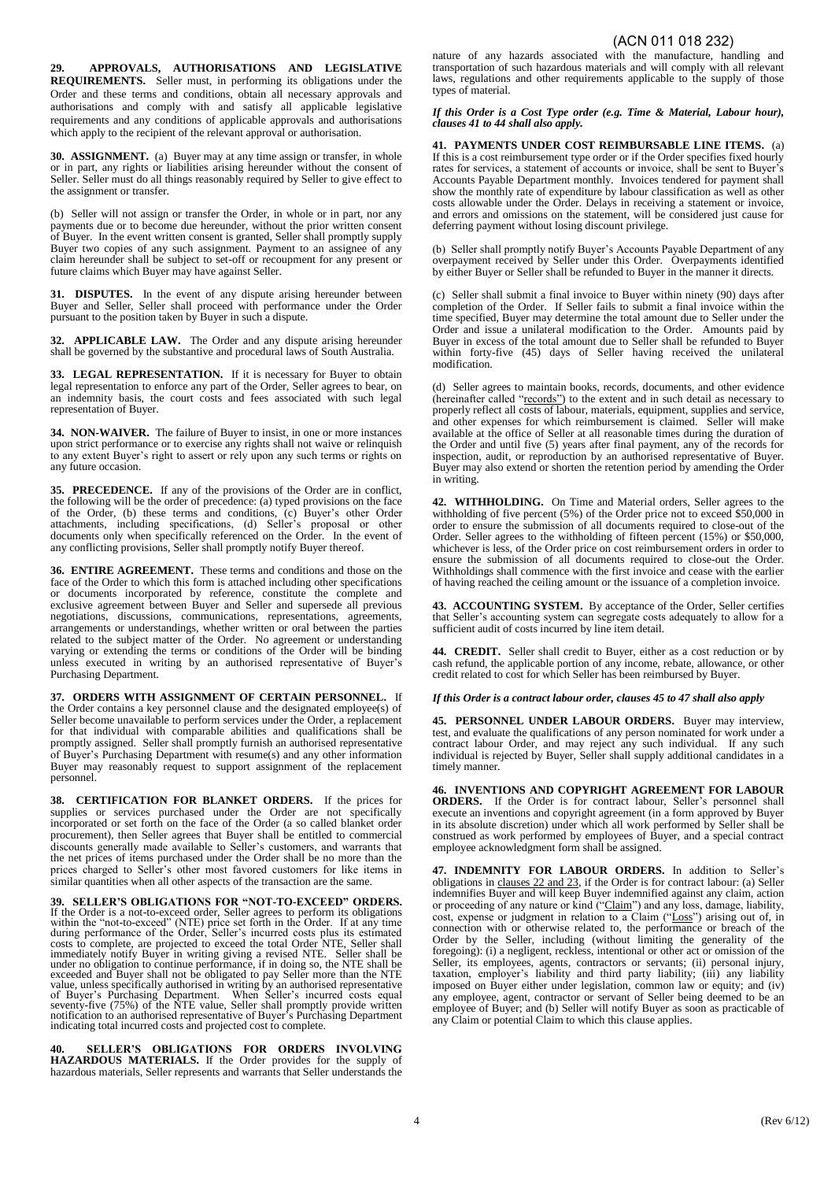**29. APPROVALS, AUTHORISATIONS AND LEGISLATIVE REQUIREMENTS.** Seller must, in performing its obligations under the Order and these terms and conditions, obtain all necessary approvals and authorisations and comply with and satisfy all applicable legislative requirements and any conditions of applicable approvals and authorisations which apply to the recipient of the relevant approval or authorisation.

**30. ASSIGNMENT.** (a) Buyer may at any time assign or transfer, in whole or in part, any rights or liabilities arising hereunder without the consent of Seller. Seller must do all things reasonably required by Seller to give effect to the assignment or transfer.

(b) Seller will not assign or transfer the Order, in whole or in part, nor any payments due or to become due hereunder, without the prior written consent of Buyer. In the event written consent is granted, Seller shall promptly supply Buyer two copies of any such assignment. Payment to an assignee of any claim hereunder shall be subject to set-off or recoupment for any present or future claims which Buyer may have against Seller.

**31. DISPUTES.** In the event of any dispute arising hereunder between Buyer and Seller, Seller shall proceed with performance under the Order pursuant to the position taken by Buyer in such a dispute.

**32. APPLICABLE LAW.** The Order and any dispute arising hereunder shall be governed by the substantive and procedural laws of South Australia.

**33. LEGAL REPRESENTATION.** If it is necessary for Buyer to obtain legal representation to enforce any part of the Order, Seller agrees to bear, on an indemnity basis, the court costs and fees associated with such legal representation of Buyer.

**34. NON-WAIVER.** The failure of Buyer to insist, in one or more instances upon strict performance or to exercise any rights shall not waive or relinquish to any extent Buyer's right to assert or rely upon any such terms or rights on any future occasion.

**35. PRECEDENCE.** If any of the provisions of the Order are in conflict, the following will be the order of precedence: (a) typed provisions on the face of the Order, (b) these terms and conditions, (c) Buyer's other Order attachments, including specifications, (d) Seller's proposal or other documents only when specifically referenced on the Order. In the event of any conflicting provisions, Seller shall promptly notify Buyer thereof.

**36. ENTIRE AGREEMENT.** These terms and conditions and those on the face of the Order to which this form is attached including other specifications or documents incorporated by reference, constitute the complete and exclusive agreement between Buyer and Seller and supersede all previous negotiations, discussions, communications, representations, agreements, arrangements or understandings, whether written or oral between the parties related to the subject matter of the Order. No agreement or understanding varying or extending the terms or conditions of the Order will be binding unless executed in writing by an authorised representative of Buyer's Purchasing Department.

**37. ORDERS WITH ASSIGNMENT OF CERTAIN PERSONNEL.** If the Order contains a key personnel clause and the designated employee(s) of Seller become unavailable to perform services under the Order, a replacement for that individual with comparable abilities and qualifications shall be promptly assigned. Seller shall promptly furnish an authorised representative of Buyer's Purchasing Department with resume(s) and any other information Buyer may reasonably request to support assignment of the replacement personnel.

**38. CERTIFICATION FOR BLANKET ORDERS.** If the prices for supplies or services purchased under the Order are not specifically incorporated or set forth on the face of the Order (a so called blanket order procurement), then Seller agrees that Buyer shall be entitled to commercial discounts generally made available to Seller's customers, and warrants that the net prices of items purchased under the Order shall be no more than the prices charged to Seller's other most favored customers for like items in similar quantities when all other aspects of the transaction are the same.

**39. SELLER'S OBLIGATIONS FOR "NOT-TO-EXCEED" ORDERS.** If the Order is a not-to-exceed order, Seller agrees to perform its obligations within the "not-to-exceed" (NTE) price set forth in the Order. If at any time during performance of the Order, Seller's incurred costs plus its estimated costs to complete, are projected to exceed the total Order NTE, Seller shall immediately notify Buyer in writing giving a revised NTE. Seller shall be under no obligation to continue performance, if in doing so, the NTE shall be exceeded and Buyer shall not be obligated to pay Seller more than the NTE value, unless specifically authorised in writing by an authorised representative of Buyer's Purchasing Department. When Seller's incurred costs equal seventy-five (75%) of the NTE value, Seller shall promptly provide written notification to an authorised representative of Buyer's Purchasing Department indicating total incurred costs and projected cost to complete.

**40. SELLER'S OBLIGATIONS FOR ORDERS INVOLVING HAZARDOUS MATERIALS.** If the Order provides for the supply of hazardous materials, Seller represents and warrants that Seller understands the nature of any hazards associated with the manufacture, handling and transportation of such hazardous materials and will comply with all relevant laws, regulations and other requirements applicable to the supply of those types of material.

***If this Order is a Cost Type order (e.g. Time & Material, Labour hour), clauses 41 to 44 shall also apply.***

**41. PAYMENTS UNDER COST REIMBURSABLE LINE ITEMS.** (a) If this is a cost reimbursement type order or if the Order specifies fixed hourly rates for services, a statement of accounts or invoice, shall be sent to Buyer's Accounts Payable Department monthly. Invoices tendered for payment shall show the monthly rate of expenditure by labour classification as well as other costs allowable under the Order. Delays in receiving a statement or invoice, and errors and omissions on the statement, will be considered just cause for deferring payment without losing discount privilege.

(b) Seller shall promptly notify Buyer's Accounts Payable Department of any overpayment received by Seller under this Order. Overpayments identified by either Buyer or Seller shall be refunded to Buyer in the manner it directs.

(c) Seller shall submit a final invoice to Buyer within ninety (90) days after completion of the Order. If Seller fails to submit a final invoice within the time specified, Buyer may determine the total amount due to Seller under the Order and issue a unilateral modification to the Order. Amounts paid by Buyer in excess of the total amount due to Seller shall be refunded to Buyer within forty-five (45) days of Seller having received the unilateral modification.

(d) Seller agrees to maintain books, records, documents, and other evidence (hereinafter called "records") to the extent and in such detail as necessary to properly reflect all costs of labour, materials, equipment, supplies and service, and other expenses for which reimbursement is claimed. Seller will make available at the office of Seller at all reasonable times during the duration of the Order and until five (5) years after final payment, any of the records for inspection, audit, or reproduction by an authorised representative of Buyer. Buyer may also extend or shorten the retention period by amending the Order in writing.

**42. WITHHOLDING.** On Time and Material orders, Seller agrees to the withholding of five percent (5%) of the Order price not to exceed $50,000 in order to ensure the submission of all documents required to close-out of the Order. Seller agrees to the withholding of fifteen percent (15%) or $50,000, whichever is less, of the Order price on cost reimbursement orders in order to ensure the submission of all documents required to close-out the Order. Withholdings shall commence with the first invoice and cease with the earlier of having reached the ceiling amount or the issuance of a completion invoice.

**43. ACCOUNTING SYSTEM.** By acceptance of the Order, Seller certifies that Seller's accounting system can segregate costs adequately to allow for a sufficient audit of costs incurred by line item detail.

**44. CREDIT.** Seller shall credit to Buyer, either as a cost reduction or by cash refund, the applicable portion of any income, rebate, allowance, or other credit related to cost for which Seller has been reimbursed by Buyer.

***If this Order is a contract labour order, clauses 45 to 47 shall also apply***

**45. PERSONNEL UNDER LABOUR ORDERS.** Buyer may interview, test, and evaluate the qualifications of any person nominated for work under a contract labour Order, and may reject any such individual. If any such individual is rejected by Buyer, Seller shall supply additional candidates in a timely manner.

**46. INVENTIONS AND COPYRIGHT AGREEMENT FOR LABOUR ORDERS.** If the Order is for contract labour, Seller's personnel shall execute an inventions and copyright agreement (in a form approved by Buyer in its absolute discretion) under which all work performed by Seller shall be construed as work performed by employees of Buyer, and a special contract employee acknowledgment form shall be assigned.

**47. INDEMNITY FOR LABOUR ORDERS.** In addition to Seller's obligations in clauses 22 and 23, if the Order is for contract labour: (a) Seller indemnifies Buyer and will keep Buyer indemnified against any claim, action or proceeding of any nature or kind ("Claim") and any loss, damage, liability, cost, expense or judgment in relation to a Claim ("Loss") arising out of, in connection with or otherwise related to, the performance or breach of the Order by the Seller, including (without limiting the generality of the foregoing): (i) a negligent, reckless, intentional or other act or omission of the Seller, its employees, agents, contractors or servants; (ii) personal injury, taxation, employer's liability and third party liability; (iii) any liability imposed on Buyer either under legislation, common law or equity; and (iv) any employee, agent, contractor or servant of Seller being deemed to be an employee of Buyer; and (b) Seller will notify Buyer as soon as practicable of any Claim or potential Claim to which this clause applies.